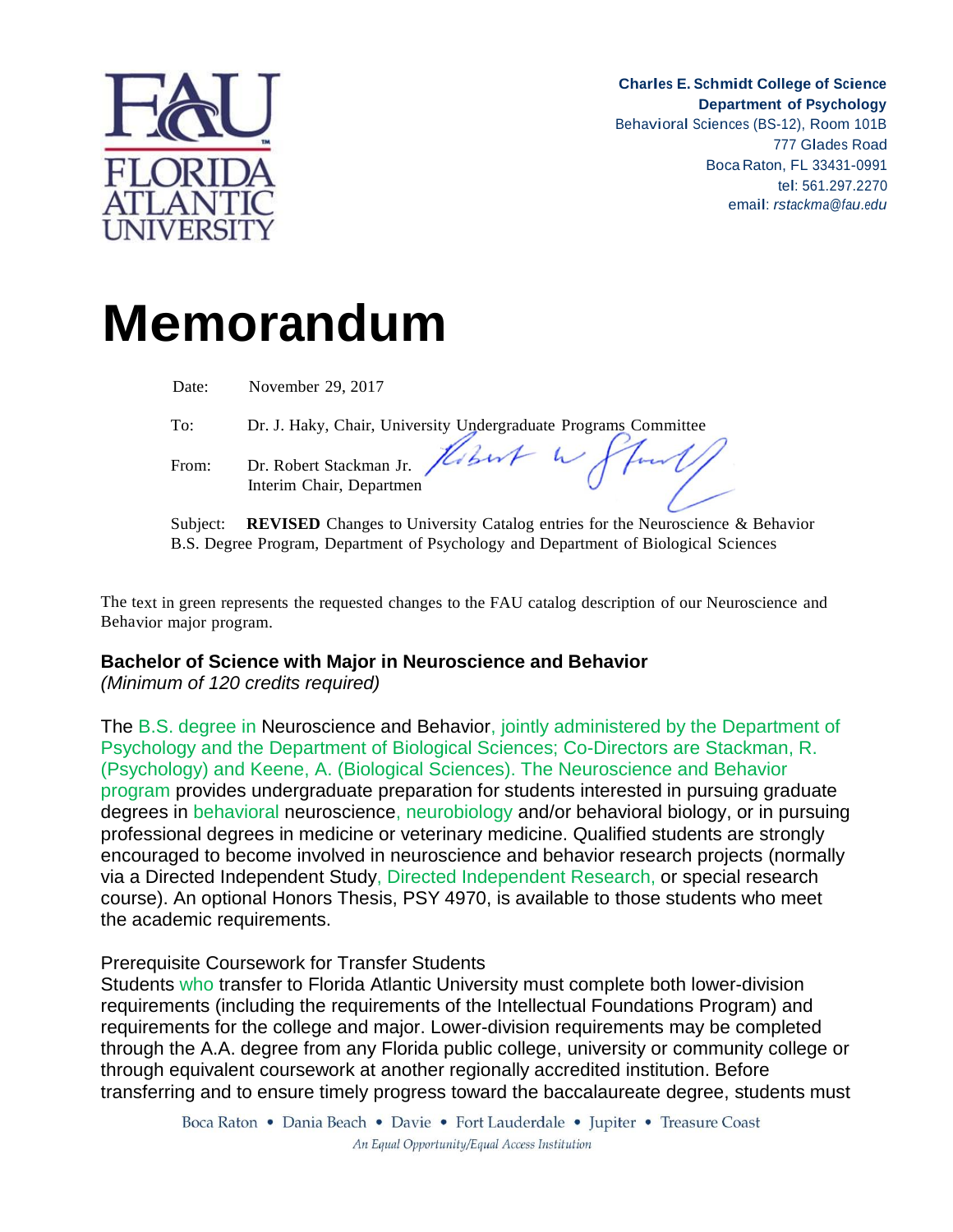Charles E. Schmidt College of Science
Department of Psychology
Behavioral Sciences (BS-12), Room 101B
777 Glades Road
Boca Raton, FL 33431-0991
tel: 561.297.2270
email: *rstackma@fau.edu*

# Memorandum

Date: November 29, 2017

To: Dr. J. Haky, Chair, University Undergraduate Programs Committee

From: Dr. Robert Stackman Jr.
Interim Chair, Departmen

Subject: **REVISED** Changes to University Catalog entries for the Neuroscience & Behavior B.S. Degree Program, Department of Psychology and Department of Biological Sciences

The text in green represents the requested changes to the FAU catalog description of our Neuroscience and Behavior major program.

## Bachelor of Science with Major in Neuroscience and Behavior

*(Minimum of 120 credits required)*

The B.S. degree in Neuroscience and Behavior, jointly administered by the Department of Psychology and the Department of Biological Sciences; Co-Directors are Stackman, R. (Psychology) and Keene, A. (Biological Sciences). The Neuroscience and Behavior program provides undergraduate preparation for students interested in pursuing graduate degrees in behavioral neuroscience, neurobiology and/or behavioral biology, or in pursuing professional degrees in medicine or veterinary medicine. Qualified students are strongly encouraged to become involved in neuroscience and behavior research projects (normally via a Directed Independent Study, Directed Independent Research, or special research course). An optional Honors Thesis, PSY 4970, is available to those students who meet the academic requirements.

Prerequisite Coursework for Transfer Students

Students who transfer to Florida Atlantic University must complete both lower-division requirements (including the requirements of the Intellectual Foundations Program) and requirements for the college and major. Lower-division requirements may be completed through the A.A. degree from any Florida public college, university or community college or through equivalent coursework at another regionally accredited institution. Before transferring and to ensure timely progress toward the baccalaureate degree, students must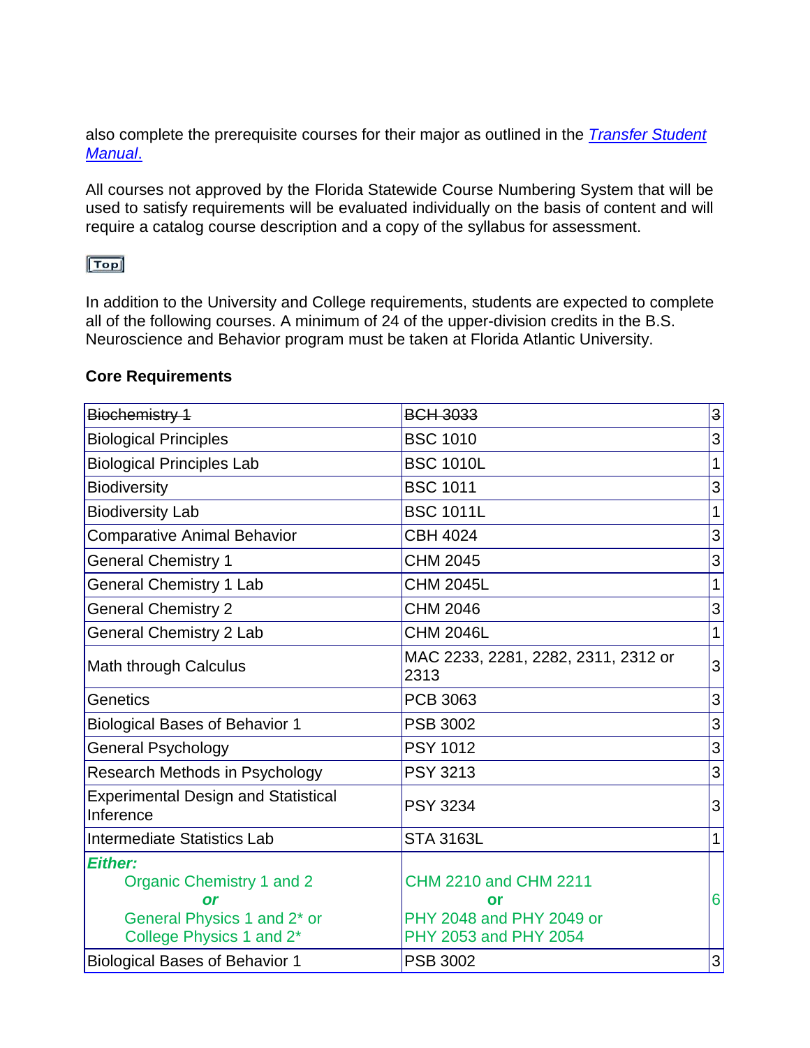also complete the prerequisite courses for their major as outlined in the *[Transfer Student Manual](#).*

All courses not approved by the Florida Statewide Course Numbering System that will be used to satisfy requirements will be evaluated individually on the basis of content and will require a catalog course description and a copy of the syllabus for assessment.

Top

In addition to the University and College requirements, students are expected to complete all of the following courses. A minimum of 24 of the upper-division credits in the B.S. Neuroscience and Behavior program must be taken at Florida Atlantic University.

**Core Requirements**

| | | |
|---|---|---|
| ~~Biochemistry 1~~ | ~~BCH 3033~~ | ~~3~~ |
| Biological Principles | BSC 1010 | 3 |
| Biological Principles Lab | BSC 1010L | 1 |
| Biodiversity | BSC 1011 | 3 |
| Biodiversity Lab | BSC 1011L | 1 |
| Comparative Animal Behavior | CBH 4024 | 3 |
| General Chemistry 1 | CHM 2045 | 3 |
| General Chemistry 1 Lab | CHM 2045L | 1 |
| General Chemistry 2 | CHM 2046 | 3 |
| General Chemistry 2 Lab | CHM 2046L | 1 |
| Math through Calculus | MAC 2233, 2281, 2282, 2311, 2312 or 2313 | 3 |
| Genetics | PCB 3063 | 3 |
| Biological Bases of Behavior 1 | PSB 3002 | 3 |
| General Psychology | PSY 1012 | 3 |
| Research Methods in Psychology | PSY 3213 | 3 |
| Experimental Design and Statistical Inference | PSY 3234 | 3 |
| Intermediate Statistics Lab | STA 3163L | 1 |
| ***Either:*** Organic Chemistry 1 and 2 ***or*** General Physics 1 and 2* or College Physics 1 and 2* | CHM 2210 and CHM 2211 **or** PHY 2048 and PHY 2049 or PHY 2053 and PHY 2054 | 6 |
| Biological Bases of Behavior 1 | PSB 3002 | 3 |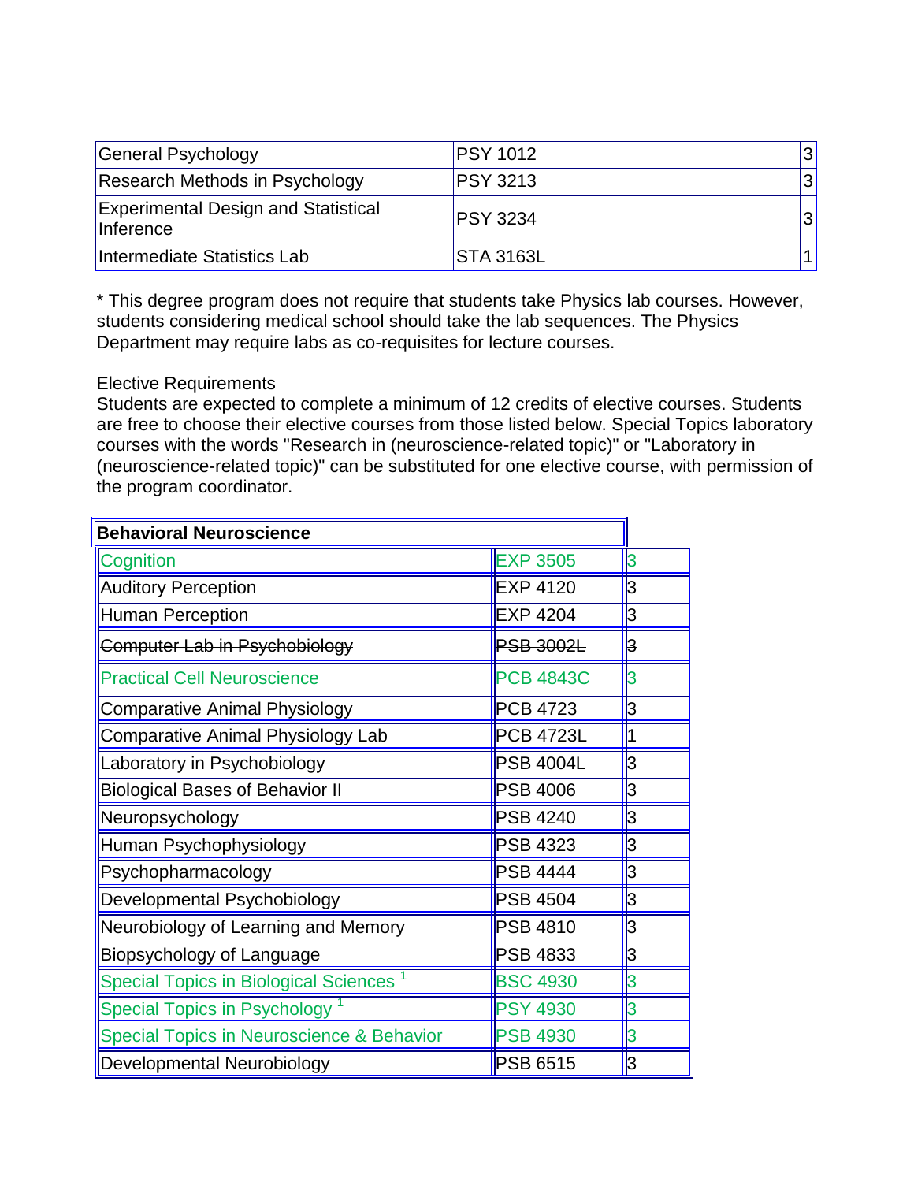| General Psychology | PSY 1012 | 3 |
|---|---|---|
| Research Methods in Psychology | PSY 3213 | 3 |
| Experimental Design and Statistical Inference | PSY 3234 | 3 |
| Intermediate Statistics Lab | STA 3163L | 1 |

* This degree program does not require that students take Physics lab courses. However, students considering medical school should take the lab sequences. The Physics Department may require labs as co-requisites for lecture courses.

Elective Requirements

Students are expected to complete a minimum of 12 credits of elective courses. Students are free to choose their elective courses from those listed below. Special Topics laboratory courses with the words "Research in (neuroscience-related topic)" or "Laboratory in (neuroscience-related topic)" can be substituted for one elective course, with permission of the program coordinator.

| **Behavioral Neuroscience** | | |
|---|---|---|
| Cognition | EXP 3505 | 3 |
| Auditory Perception | EXP 4120 | 3 |
| Human Perception | EXP 4204 | 3 |
| ~~Computer Lab in Psychobiology~~ | ~~PSB 3002L~~ | ~~3~~ |
| Practical Cell Neuroscience | PCB 4843C | 3 |
| Comparative Animal Physiology | PCB 4723 | 3 |
| Comparative Animal Physiology Lab | PCB 4723L | 1 |
| Laboratory in Psychobiology | PSB 4004L | 3 |
| Biological Bases of Behavior II | PSB 4006 | 3 |
| Neuropsychology | PSB 4240 | 3 |
| Human Psychophysiology | PSB 4323 | 3 |
| Psychopharmacology | PSB 4444 | 3 |
| Developmental Psychobiology | PSB 4504 | 3 |
| Neurobiology of Learning and Memory | PSB 4810 | 3 |
| Biopsychology of Language | PSB 4833 | 3 |
| Special Topics in Biological Sciences [1] | BSC 4930 | 3 |
| Special Topics in Psychology [1] | PSY 4930 | 3 |
| Special Topics in Neuroscience & Behavior | PSB 4930 | 3 |
| Developmental Neurobiology | PSB 6515 | 3 |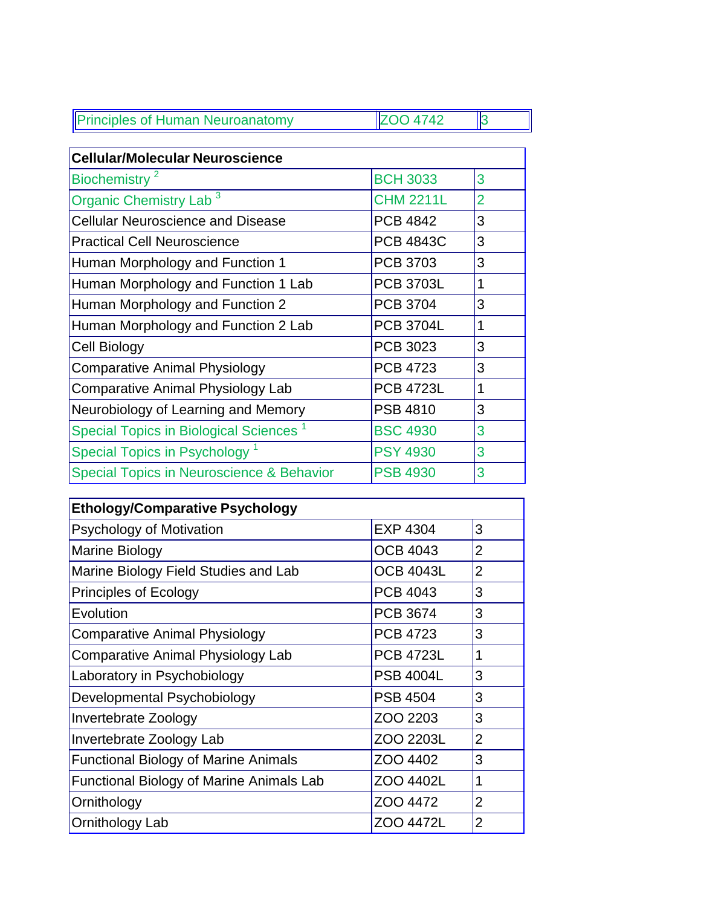| Principles of Human Neuroanatomy | ZOO 4742 | 3 |
|---|---|---|

| Cellular/Molecular Neuroscience | | |
|---|---|---|
| Biochemistry [2] | BCH 3033 | 3 |
| Organic Chemistry Lab [3] | CHM 2211L | 2 |
| Cellular Neuroscience and Disease | PCB 4842 | 3 |
| Practical Cell Neuroscience | PCB 4843C | 3 |
| Human Morphology and Function 1 | PCB 3703 | 3 |
| Human Morphology and Function 1 Lab | PCB 3703L | 1 |
| Human Morphology and Function 2 | PCB 3704 | 3 |
| Human Morphology and Function 2 Lab | PCB 3704L | 1 |
| Cell Biology | PCB 3023 | 3 |
| Comparative Animal Physiology | PCB 4723 | 3 |
| Comparative Animal Physiology Lab | PCB 4723L | 1 |
| Neurobiology of Learning and Memory | PSB 4810 | 3 |
| Special Topics in Biological Sciences [1] | BSC 4930 | 3 |
| Special Topics in Psychology [1] | PSY 4930 | 3 |
| Special Topics in Neuroscience & Behavior | PSB 4930 | 3 |

| Ethology/Comparative Psychology | | |
|---|---|---|
| Psychology of Motivation | EXP 4304 | 3 |
| Marine Biology | OCB 4043 | 2 |
| Marine Biology Field Studies and Lab | OCB 4043L | 2 |
| Principles of Ecology | PCB 4043 | 3 |
| Evolution | PCB 3674 | 3 |
| Comparative Animal Physiology | PCB 4723 | 3 |
| Comparative Animal Physiology Lab | PCB 4723L | 1 |
| Laboratory in Psychobiology | PSB 4004L | 3 |
| Developmental Psychobiology | PSB 4504 | 3 |
| Invertebrate Zoology | ZOO 2203 | 3 |
| Invertebrate Zoology Lab | ZOO 2203L | 2 |
| Functional Biology of Marine Animals | ZOO 4402 | 3 |
| Functional Biology of Marine Animals Lab | ZOO 4402L | 1 |
| Ornithology | ZOO 4472 | 2 |
| Ornithology Lab | ZOO 4472L | 2 |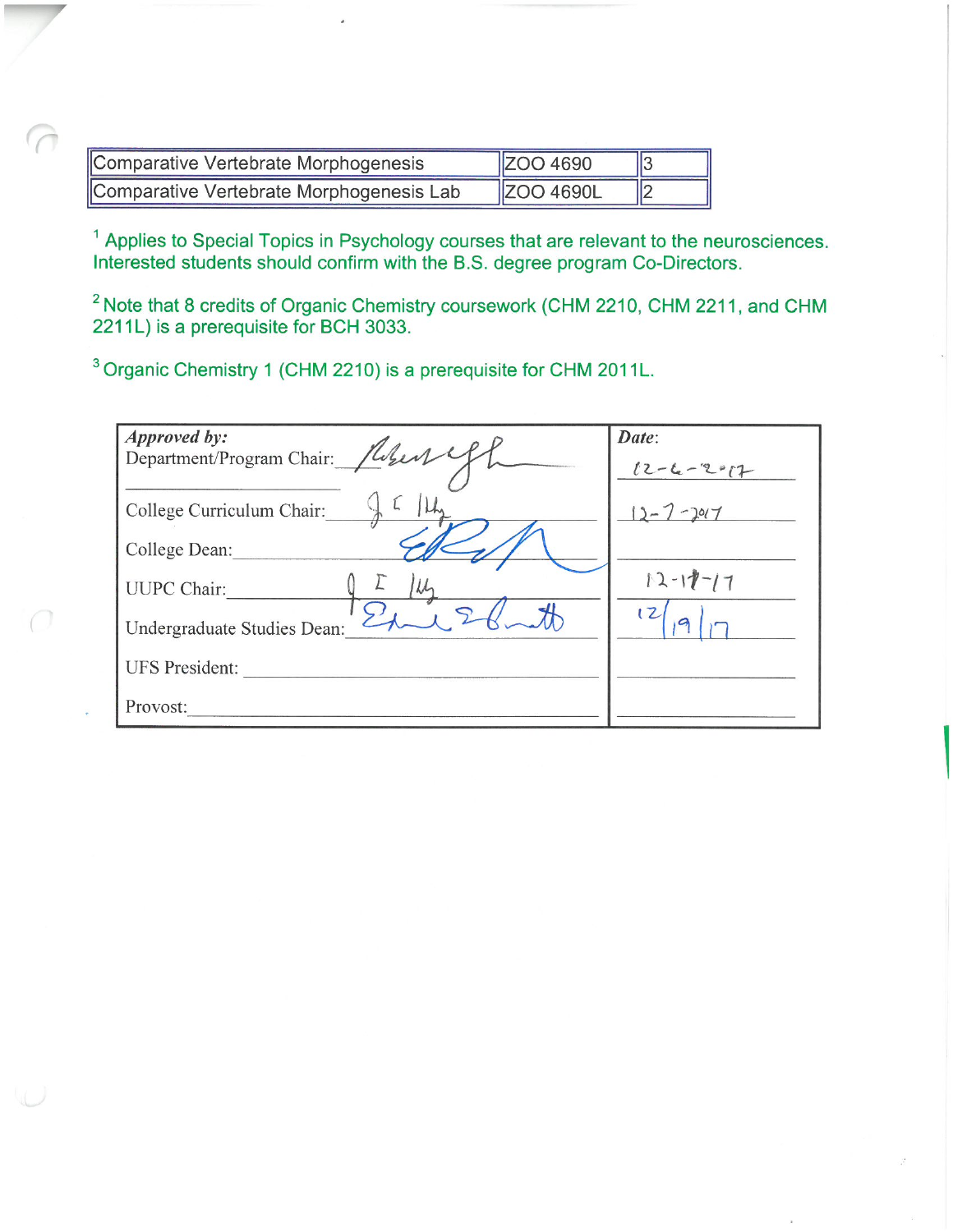| | | |
|---|---|---|
| Comparative Vertebrate Morphogenesis | ZOO 4690 | 3 |
| Comparative Vertebrate Morphogenesis Lab | ZOO 4690L | 2 |

[1] Applies to Special Topics in Psychology courses that are relevant to the neurosciences. Interested students should confirm with the B.S. degree program Co-Directors.

[2] Note that 8 credits of Organic Chemistry coursework (CHM 2210, CHM 2211, and CHM 2211L) is a prerequisite for BCH 3033.

[3] Organic Chemistry 1 (CHM 2210) is a prerequisite for CHM 2011L.

| ***Approved by:*** | ***Date:*** |
|---|---|
| Department/Program Chair: *[signature]* | 12-6-2017 |
| College Curriculum Chair: *[signature]* | 12-7-2017 |
| College Dean: *[signature]* | |
| UUPC Chair: *[signature]* | 12-17-17 |
| Undergraduate Studies Dean: *[signature]* | 12/19/17 |
| UFS President: | |
| Provost: | |